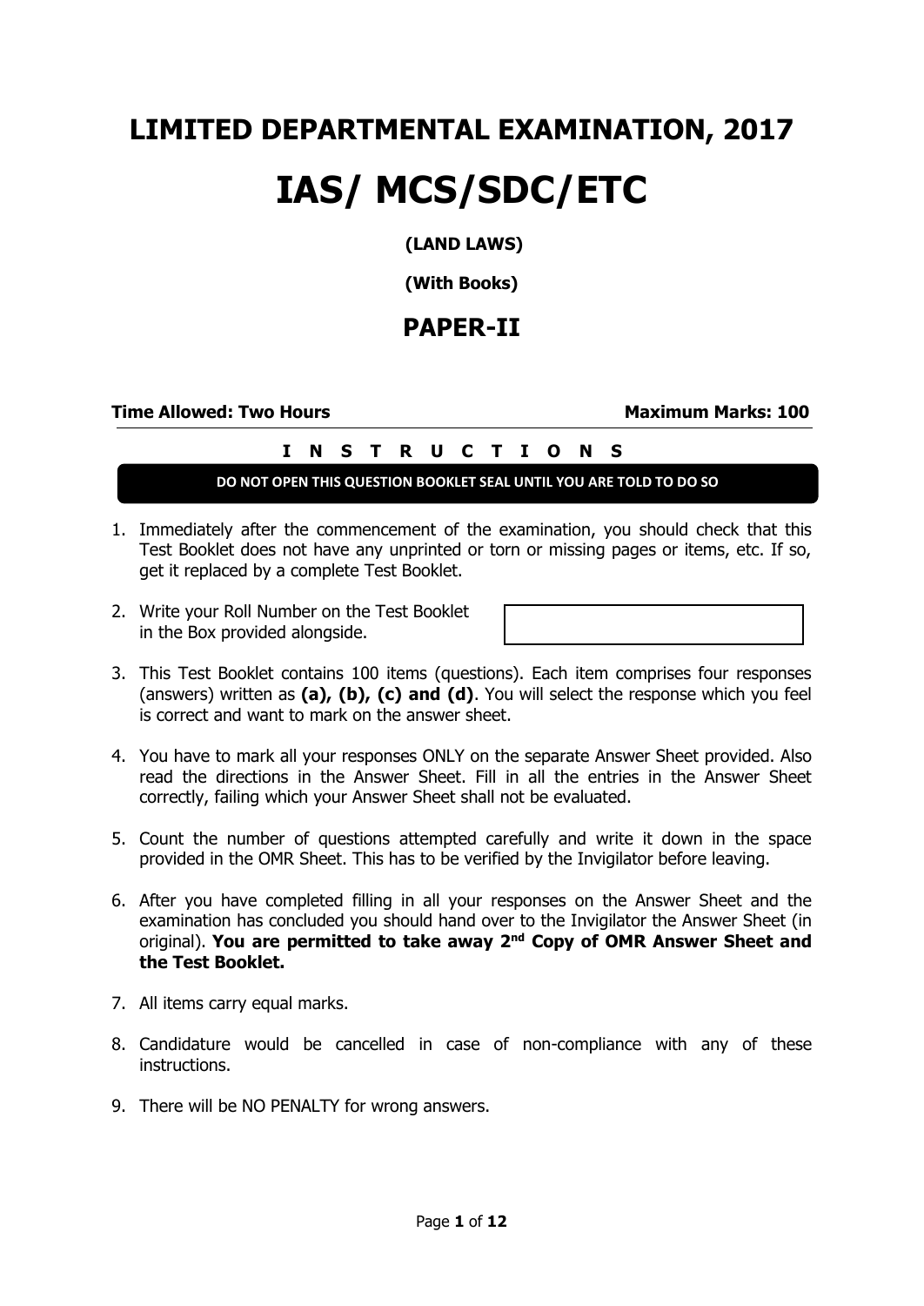# LIMITED DEPARTMENTAL EXAMINATION, 2017

# IAS/ MCS/SDC/ETC

**(LAND LAWS)**

**(With Books)**

## PAPER-II

**Time Allowed: Two Hours** **Maximum Marks: 100**

**I N S T R U C T I O N S**

**DO NOT OPEN THIS QUESTION BOOKLET SEAL UNTIL YOU ARE TOLD TO DO SO**

1. Immediately after the commencement of the examination, you should check that this Test Booklet does not have any unprinted or torn or missing pages or items, etc. If so, get it replaced by a complete Test Booklet.

2. Write your Roll Number on the Test Booklet in the Box provided alongside.

3. This Test Booklet contains 100 items (questions). Each item comprises four responses (answers) written as **(a), (b), (c) and (d)**. You will select the response which you feel is correct and want to mark on the answer sheet.

4. You have to mark all your responses ONLY on the separate Answer Sheet provided. Also read the directions in the Answer Sheet. Fill in all the entries in the Answer Sheet correctly, failing which your Answer Sheet shall not be evaluated.

5. Count the number of questions attempted carefully and write it down in the space provided in the OMR Sheet. This has to be verified by the Invigilator before leaving.

6. After you have completed filling in all your responses on the Answer Sheet and the examination has concluded you should hand over to the Invigilator the Answer Sheet (in original). **You are permitted to take away 2nd Copy of OMR Answer Sheet and the Test Booklet.**

7. All items carry equal marks.

8. Candidature would be cancelled in case of non-compliance with any of these instructions.

9. There will be NO PENALTY for wrong answers.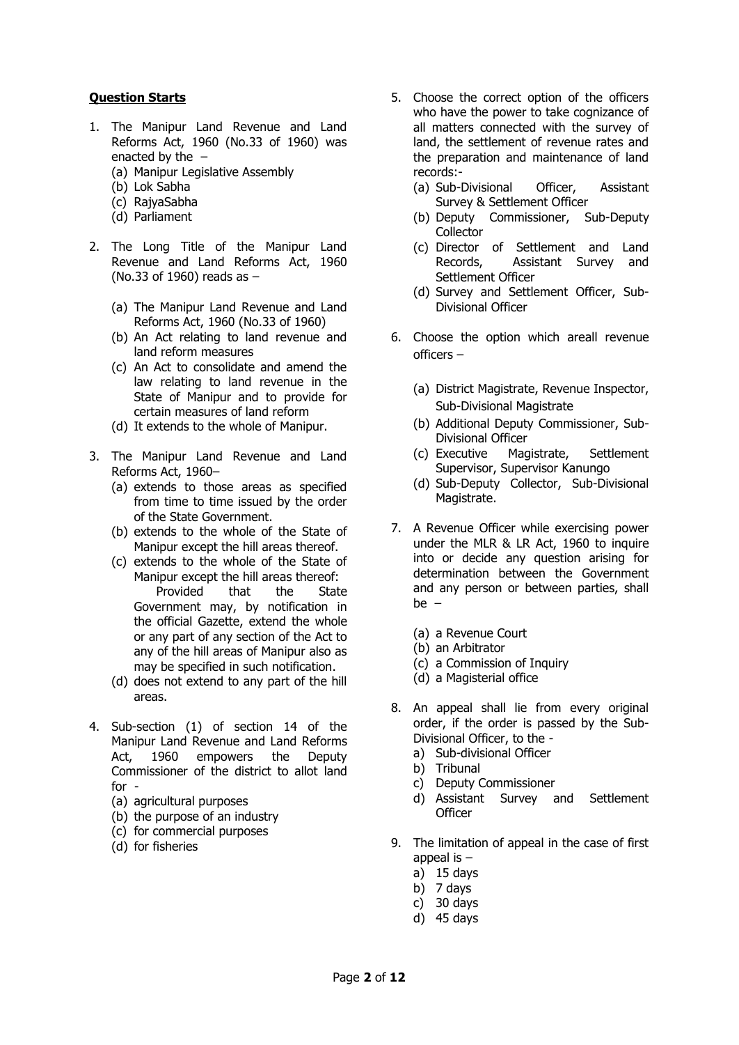**Question Starts**

1. The Manipur Land Revenue and Land Reforms Act, 1960 (No.33 of 1960) was enacted by the –
   (a) Manipur Legislative Assembly
   (b) Lok Sabha
   (c) RajyaSabha
   (d) Parliament

2. The Long Title of the Manipur Land Revenue and Land Reforms Act, 1960 (No.33 of 1960) reads as –
   (a) The Manipur Land Revenue and Land Reforms Act, 1960 (No.33 of 1960)
   (b) An Act relating to land revenue and land reform measures
   (c) An Act to consolidate and amend the law relating to land revenue in the State of Manipur and to provide for certain measures of land reform
   (d) It extends to the whole of Manipur.

3. The Manipur Land Revenue and Land Reforms Act, 1960–
   (a) extends to those areas as specified from time to time issued by the order of the State Government.
   (b) extends to the whole of the State of Manipur except the hill areas thereof.
   (c) extends to the whole of the State of Manipur except the hill areas thereof: Provided that the State Government may, by notification in the official Gazette, extend the whole or any part of any section of the Act to any of the hill areas of Manipur also as may be specified in such notification.
   (d) does not extend to any part of the hill areas.

4. Sub-section (1) of section 14 of the Manipur Land Revenue and Land Reforms Act, 1960 empowers the Deputy Commissioner of the district to allot land for -
   (a) agricultural purposes
   (b) the purpose of an industry
   (c) for commercial purposes
   (d) for fisheries

5. Choose the correct option of the officers who have the power to take cognizance of all matters connected with the survey of land, the settlement of revenue rates and the preparation and maintenance of land records:-
   (a) Sub-Divisional Officer, Assistant Survey & Settlement Officer
   (b) Deputy Commissioner, Sub-Deputy Collector
   (c) Director of Settlement and Land Records, Assistant Survey and Settlement Officer
   (d) Survey and Settlement Officer, Sub-Divisional Officer

6. Choose the option which areall revenue officers –
   (a) District Magistrate, Revenue Inspector, Sub-Divisional Magistrate
   (b) Additional Deputy Commissioner, Sub-Divisional Officer
   (c) Executive Magistrate, Settlement Supervisor, Supervisor Kanungo
   (d) Sub-Deputy Collector, Sub-Divisional Magistrate.

7. A Revenue Officer while exercising power under the MLR & LR Act, 1960 to inquire into or decide any question arising for determination between the Government and any person or between parties, shall be –
   (a) a Revenue Court
   (b) an Arbitrator
   (c) a Commission of Inquiry
   (d) a Magisterial office

8. An appeal shall lie from every original order, if the order is passed by the Sub-Divisional Officer, to the -
   a) Sub-divisional Officer
   b) Tribunal
   c) Deputy Commissioner
   d) Assistant Survey and Settlement Officer

9. The limitation of appeal in the case of first appeal is –
   a) 15 days
   b) 7 days
   c) 30 days
   d) 45 days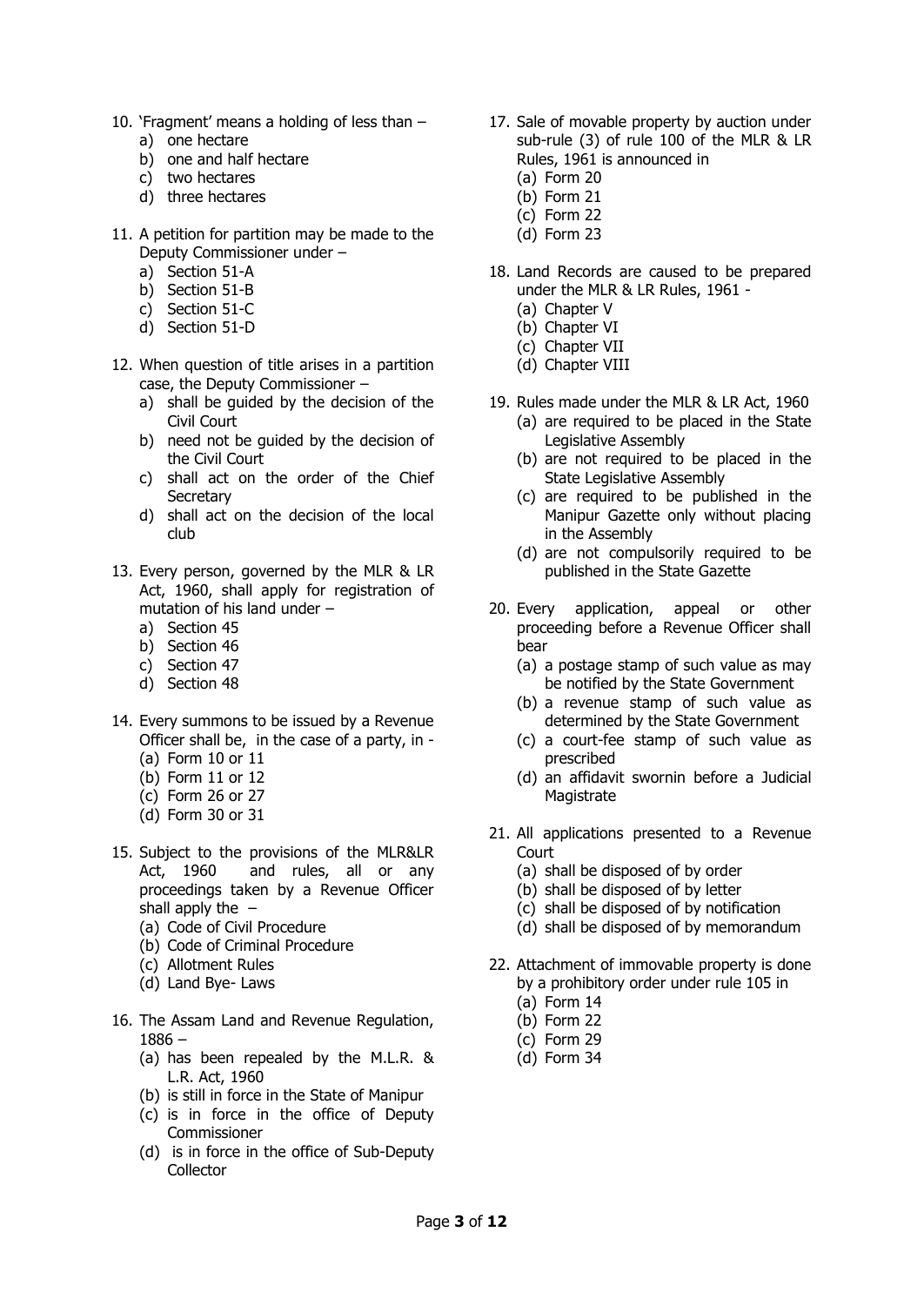10. 'Fragment' means a holding of less than –
    a) one hectare
    b) one and half hectare
    c) two hectares
    d) three hectares

11. A petition for partition may be made to the Deputy Commissioner under –
    a) Section 51-A
    b) Section 51-B
    c) Section 51-C
    d) Section 51-D

12. When question of title arises in a partition case, the Deputy Commissioner –
    a) shall be guided by the decision of the Civil Court
    b) need not be guided by the decision of the Civil Court
    c) shall act on the order of the Chief Secretary
    d) shall act on the decision of the local club

13. Every person, governed by the MLR & LR Act, 1960, shall apply for registration of mutation of his land under –
    a) Section 45
    b) Section 46
    c) Section 47
    d) Section 48

14. Every summons to be issued by a Revenue Officer shall be, in the case of a party, in -
    (a) Form 10 or 11
    (b) Form 11 or 12
    (c) Form 26 or 27
    (d) Form 30 or 31

15. Subject to the provisions of the MLR&LR Act, 1960 and rules, all or any proceedings taken by a Revenue Officer shall apply the –
    (a) Code of Civil Procedure
    (b) Code of Criminal Procedure
    (c) Allotment Rules
    (d) Land Bye- Laws

16. The Assam Land and Revenue Regulation, 1886 –
    (a) has been repealed by the M.L.R. & L.R. Act, 1960
    (b) is still in force in the State of Manipur
    (c) is in force in the office of Deputy Commissioner
    (d) is in force in the office of Sub-Deputy Collector

17. Sale of movable property by auction under sub-rule (3) of rule 100 of the MLR & LR Rules, 1961 is announced in
    (a) Form 20
    (b) Form 21
    (c) Form 22
    (d) Form 23

18. Land Records are caused to be prepared under the MLR & LR Rules, 1961 -
    (a) Chapter V
    (b) Chapter VI
    (c) Chapter VII
    (d) Chapter VIII

19. Rules made under the MLR & LR Act, 1960
    (a) are required to be placed in the State Legislative Assembly
    (b) are not required to be placed in the State Legislative Assembly
    (c) are required to be published in the Manipur Gazette only without placing in the Assembly
    (d) are not compulsorily required to be published in the State Gazette

20. Every application, appeal or other proceeding before a Revenue Officer shall bear
    (a) a postage stamp of such value as may be notified by the State Government
    (b) a revenue stamp of such value as determined by the State Government
    (c) a court-fee stamp of such value as prescribed
    (d) an affidavit swornin before a Judicial Magistrate

21. All applications presented to a Revenue Court
    (a) shall be disposed of by order
    (b) shall be disposed of by letter
    (c) shall be disposed of by notification
    (d) shall be disposed of by memorandum

22. Attachment of immovable property is done by a prohibitory order under rule 105 in
    (a) Form 14
    (b) Form 22
    (c) Form 29
    (d) Form 34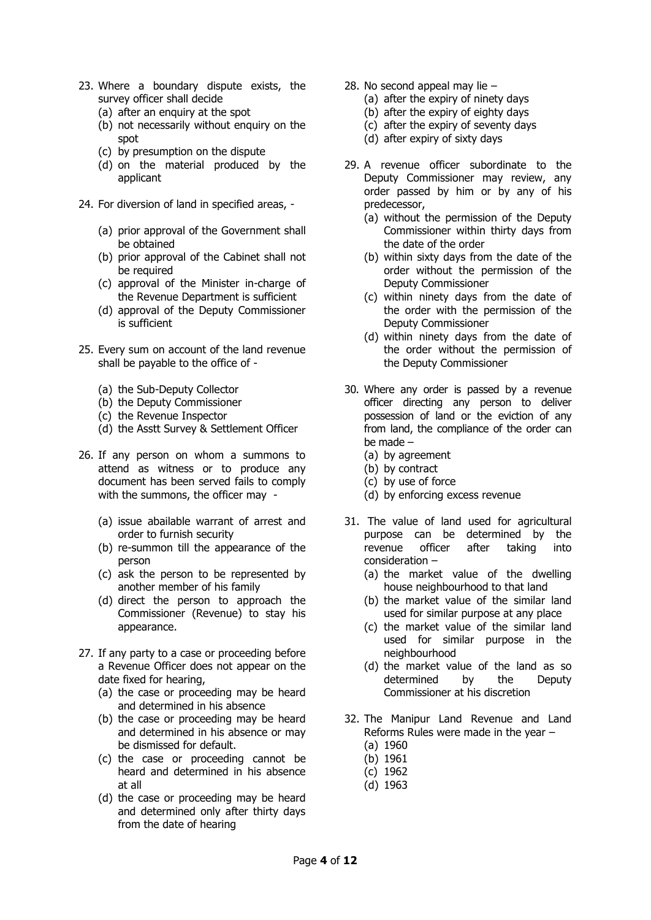23. Where a boundary dispute exists, the survey officer shall decide
    (a) after an enquiry at the spot
    (b) not necessarily without enquiry on the spot
    (c) by presumption on the dispute
    (d) on the material produced by the applicant

24. For diversion of land in specified areas, -
    (a) prior approval of the Government shall be obtained
    (b) prior approval of the Cabinet shall not be required
    (c) approval of the Minister in-charge of the Revenue Department is sufficient
    (d) approval of the Deputy Commissioner is sufficient

25. Every sum on account of the land revenue shall be payable to the office of -
    (a) the Sub-Deputy Collector
    (b) the Deputy Commissioner
    (c) the Revenue Inspector
    (d) the Asstt Survey & Settlement Officer

26. If any person on whom a summons to attend as witness or to produce any document has been served fails to comply with the summons, the officer may -
    (a) issue abailable warrant of arrest and order to furnish security
    (b) re-summon till the appearance of the person
    (c) ask the person to be represented by another member of his family
    (d) direct the person to approach the Commissioner (Revenue) to stay his appearance.

27. If any party to a case or proceeding before a Revenue Officer does not appear on the date fixed for hearing,
    (a) the case or proceeding may be heard and determined in his absence
    (b) the case or proceeding may be heard and determined in his absence or may be dismissed for default.
    (c) the case or proceeding cannot be heard and determined in his absence at all
    (d) the case or proceeding may be heard and determined only after thirty days from the date of hearing

28. No second appeal may lie –
    (a) after the expiry of ninety days
    (b) after the expiry of eighty days
    (c) after the expiry of seventy days
    (d) after expiry of sixty days

29. A revenue officer subordinate to the Deputy Commissioner may review, any order passed by him or by any of his predecessor,
    (a) without the permission of the Deputy Commissioner within thirty days from the date of the order
    (b) within sixty days from the date of the order without the permission of the Deputy Commissioner
    (c) within ninety days from the date of the order with the permission of the Deputy Commissioner
    (d) within ninety days from the date of the order without the permission of the Deputy Commissioner

30. Where any order is passed by a revenue officer directing any person to deliver possession of land or the eviction of any from land, the compliance of the order can be made –
    (a) by agreement
    (b) by contract
    (c) by use of force
    (d) by enforcing excess revenue

31. The value of land used for agricultural purpose can be determined by the revenue officer after taking into consideration –
    (a) the market value of the dwelling house neighbourhood to that land
    (b) the market value of the similar land used for similar purpose at any place
    (c) the market value of the similar land used for similar purpose in the neighbourhood
    (d) the market value of the land as so determined by the Deputy Commissioner at his discretion

32. The Manipur Land Revenue and Land Reforms Rules were made in the year –
    (a) 1960
    (b) 1961
    (c) 1962
    (d) 1963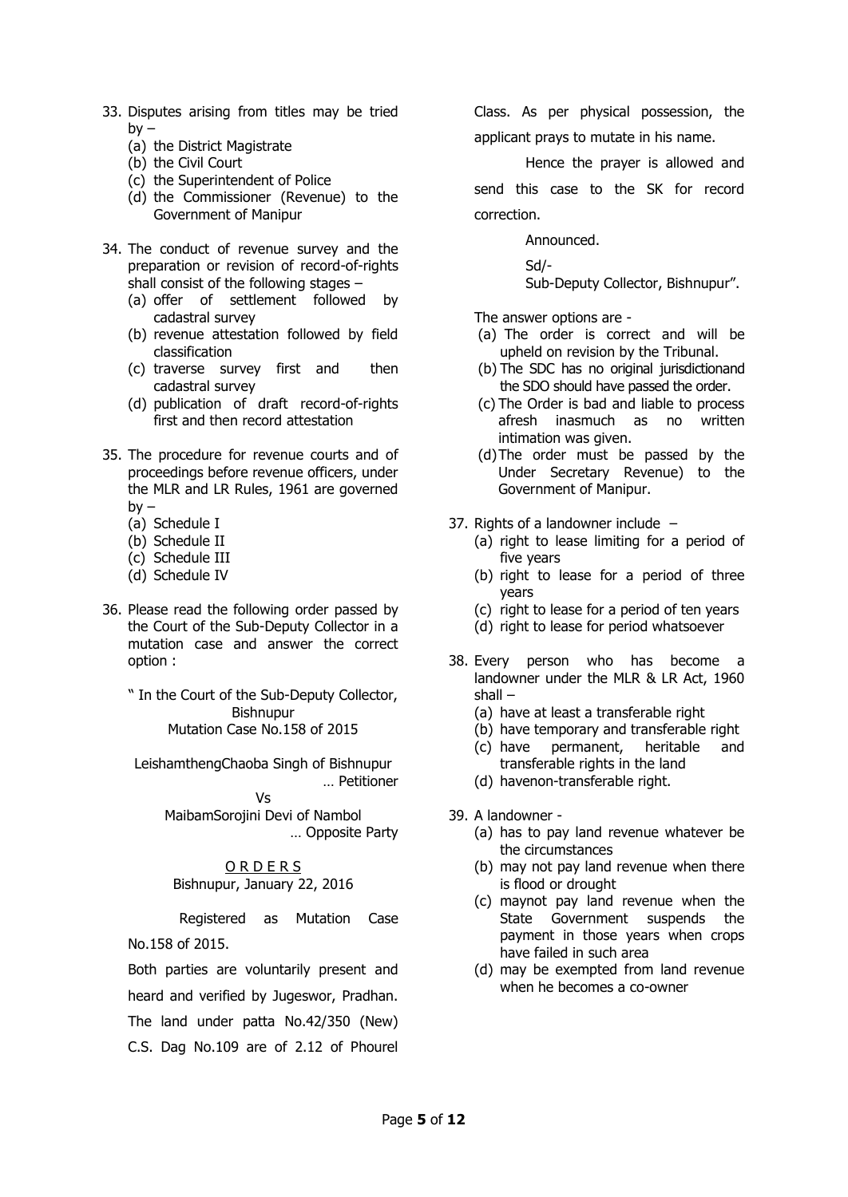33. Disputes arising from titles may be tried by –
    (a) the District Magistrate
    (b) the Civil Court
    (c) the Superintendent of Police
    (d) the Commissioner (Revenue) to the Government of Manipur

34. The conduct of revenue survey and the preparation or revision of record-of-rights shall consist of the following stages –
    (a) offer of settlement followed by cadastral survey
    (b) revenue attestation followed by field classification
    (c) traverse survey first and then cadastral survey
    (d) publication of draft record-of-rights first and then record attestation

35. The procedure for revenue courts and of proceedings before revenue officers, under the MLR and LR Rules, 1961 are governed by –
    (a) Schedule I
    (b) Schedule II
    (c) Schedule III
    (d) Schedule IV

36. Please read the following order passed by the Court of the Sub-Deputy Collector in a mutation case and answer the correct option :

    " In the Court of the Sub-Deputy Collector, Bishnupur
    Mutation Case No.158 of 2015

    LeishamthengChaoba Singh of Bishnupur … Petitioner

    Vs

    MaibamSorojini Devi of Nambol … Opposite Party

    O R D E R S
    Bishnupur, January 22, 2016

    Registered as Mutation Case No.158 of 2015.

    Both parties are voluntarily present and heard and verified by Jugeswor, Pradhan. The land under patta No.42/350 (New) C.S. Dag No.109 are of 2.12 of Phourel Class. As per physical possession, the applicant prays to mutate in his name.

    Hence the prayer is allowed and send this case to the SK for record correction.

    Announced.

    Sd/-
    Sub-Deputy Collector, Bishnupur".

    The answer options are -
    (a) The order is correct and will be upheld on revision by the Tribunal.
    (b) The SDC has no original jurisdictionand the SDO should have passed the order.
    (c) The Order is bad and liable to process afresh inasmuch as no written intimation was given.
    (d) The order must be passed by the Under Secretary Revenue) to the Government of Manipur.

37. Rights of a landowner include –
    (a) right to lease limiting for a period of five years
    (b) right to lease for a period of three years
    (c) right to lease for a period of ten years
    (d) right to lease for period whatsoever

38. Every person who has become a landowner under the MLR & LR Act, 1960 shall –
    (a) have at least a transferable right
    (b) have temporary and transferable right
    (c) have permanent, heritable and transferable rights in the land
    (d) havenon-transferable right.

39. A landowner -
    (a) has to pay land revenue whatever be the circumstances
    (b) may not pay land revenue when there is flood or drought
    (c) maynot pay land revenue when the State Government suspends the payment in those years when crops have failed in such area
    (d) may be exempted from land revenue when he becomes a co-owner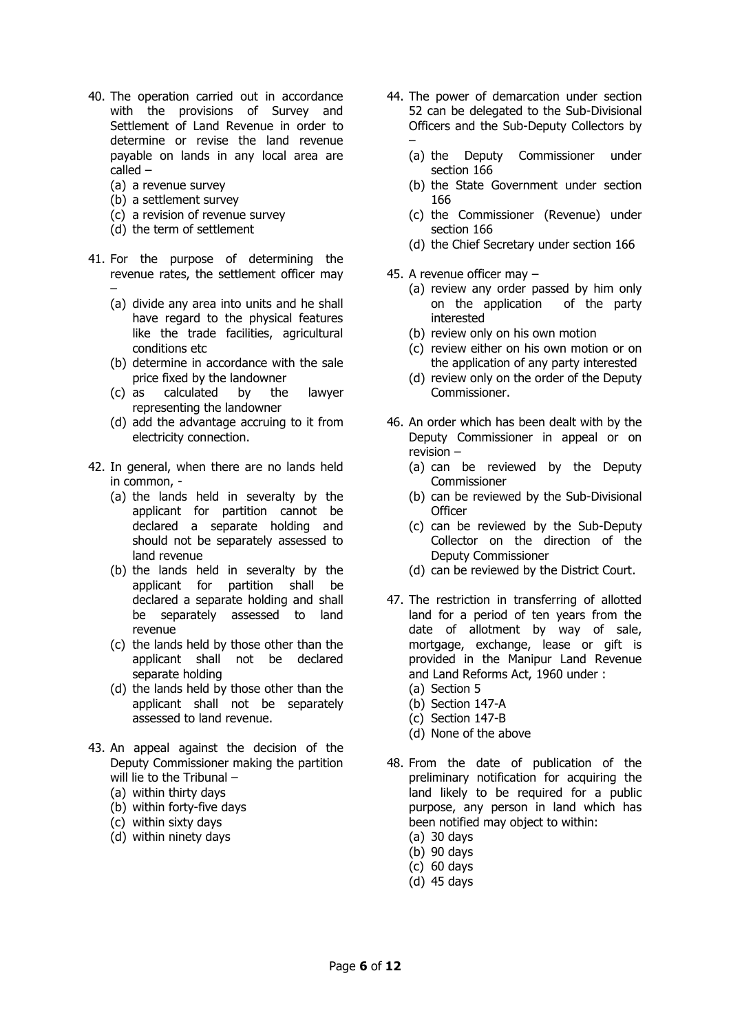40. The operation carried out in accordance with the provisions of Survey and Settlement of Land Revenue in order to determine or revise the land revenue payable on lands in any local area are called –
    (a) a revenue survey
    (b) a settlement survey
    (c) a revision of revenue survey
    (d) the term of settlement

41. For the purpose of determining the revenue rates, the settlement officer may –
    (a) divide any area into units and he shall have regard to the physical features like the trade facilities, agricultural conditions etc
    (b) determine in accordance with the sale price fixed by the landowner
    (c) as calculated by the lawyer representing the landowner
    (d) add the advantage accruing to it from electricity connection.

42. In general, when there are no lands held in common, -
    (a) the lands held in severalty by the applicant for partition cannot be declared a separate holding and should not be separately assessed to land revenue
    (b) the lands held in severalty by the applicant for partition shall be declared a separate holding and shall be separately assessed to land revenue
    (c) the lands held by those other than the applicant shall not be declared separate holding
    (d) the lands held by those other than the applicant shall not be separately assessed to land revenue.

43. An appeal against the decision of the Deputy Commissioner making the partition will lie to the Tribunal –
    (a) within thirty days
    (b) within forty-five days
    (c) within sixty days
    (d) within ninety days

44. The power of demarcation under section 52 can be delegated to the Sub-Divisional Officers and the Sub-Deputy Collectors by –
    (a) the Deputy Commissioner under section 166
    (b) the State Government under section 166
    (c) the Commissioner (Revenue) under section 166
    (d) the Chief Secretary under section 166

45. A revenue officer may –
    (a) review any order passed by him only on the application of the party interested
    (b) review only on his own motion
    (c) review either on his own motion or on the application of any party interested
    (d) review only on the order of the Deputy Commissioner.

46. An order which has been dealt with by the Deputy Commissioner in appeal or on revision –
    (a) can be reviewed by the Deputy Commissioner
    (b) can be reviewed by the Sub-Divisional Officer
    (c) can be reviewed by the Sub-Deputy Collector on the direction of the Deputy Commissioner
    (d) can be reviewed by the District Court.

47. The restriction in transferring of allotted land for a period of ten years from the date of allotment by way of sale, mortgage, exchange, lease or gift is provided in the Manipur Land Revenue and Land Reforms Act, 1960 under :
    (a) Section 5
    (b) Section 147-A
    (c) Section 147-B
    (d) None of the above

48. From the date of publication of the preliminary notification for acquiring the land likely to be required for a public purpose, any person in land which has been notified may object to within:
    (a) 30 days
    (b) 90 days
    (c) 60 days
    (d) 45 days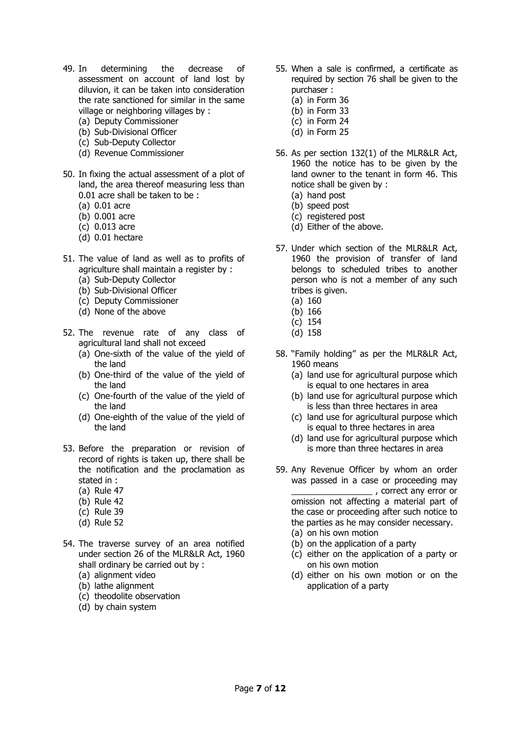49. In determining the decrease of assessment on account of land lost by diluvion, it can be taken into consideration the rate sanctioned for similar in the same village or neighboring villages by :
    (a) Deputy Commissioner
    (b) Sub-Divisional Officer
    (c) Sub-Deputy Collector
    (d) Revenue Commissioner

50. In fixing the actual assessment of a plot of land, the area thereof measuring less than 0.01 acre shall be taken to be :
    (a) 0.01 acre
    (b) 0.001 acre
    (c) 0.013 acre
    (d) 0.01 hectare

51. The value of land as well as to profits of agriculture shall maintain a register by :
    (a) Sub-Deputy Collector
    (b) Sub-Divisional Officer
    (c) Deputy Commissioner
    (d) None of the above

52. The revenue rate of any class of agricultural land shall not exceed
    (a) One-sixth of the value of the yield of the land
    (b) One-third of the value of the yield of the land
    (c) One-fourth of the value of the yield of the land
    (d) One-eighth of the value of the yield of the land

53. Before the preparation or revision of record of rights is taken up, there shall be the notification and the proclamation as stated in :
    (a) Rule 47
    (b) Rule 42
    (c) Rule 39
    (d) Rule 52

54. The traverse survey of an area notified under section 26 of the MLR&LR Act, 1960 shall ordinary be carried out by :
    (a) alignment video
    (b) lathe alignment
    (c) theodolite observation
    (d) by chain system

55. When a sale is confirmed, a certificate as required by section 76 shall be given to the purchaser :
    (a) in Form 36
    (b) in Form 33
    (c) in Form 24
    (d) in Form 25

56. As per section 132(1) of the MLR&LR Act, 1960 the notice has to be given by the land owner to the tenant in form 46. This notice shall be given by :
    (a) hand post
    (b) speed post
    (c) registered post
    (d) Either of the above.

57. Under which section of the MLR&LR Act, 1960 the provision of transfer of land belongs to scheduled tribes to another person who is not a member of any such tribes is given.
    (a) 160
    (b) 166
    (c) 154
    (d) 158

58. "Family holding" as per the MLR&LR Act, 1960 means
    (a) land use for agricultural purpose which is equal to one hectares in area
    (b) land use for agricultural purpose which is less than three hectares in area
    (c) land use for agricultural purpose which is equal to three hectares in area
    (d) land use for agricultural purpose which is more than three hectares in area

59. Any Revenue Officer by whom an order was passed in a case or proceeding may ________________ , correct any error or omission not affecting a material part of the case or proceeding after such notice to the parties as he may consider necessary.
    (a) on his own motion
    (b) on the application of a party
    (c) either on the application of a party or on his own motion
    (d) either on his own motion or on the application of a party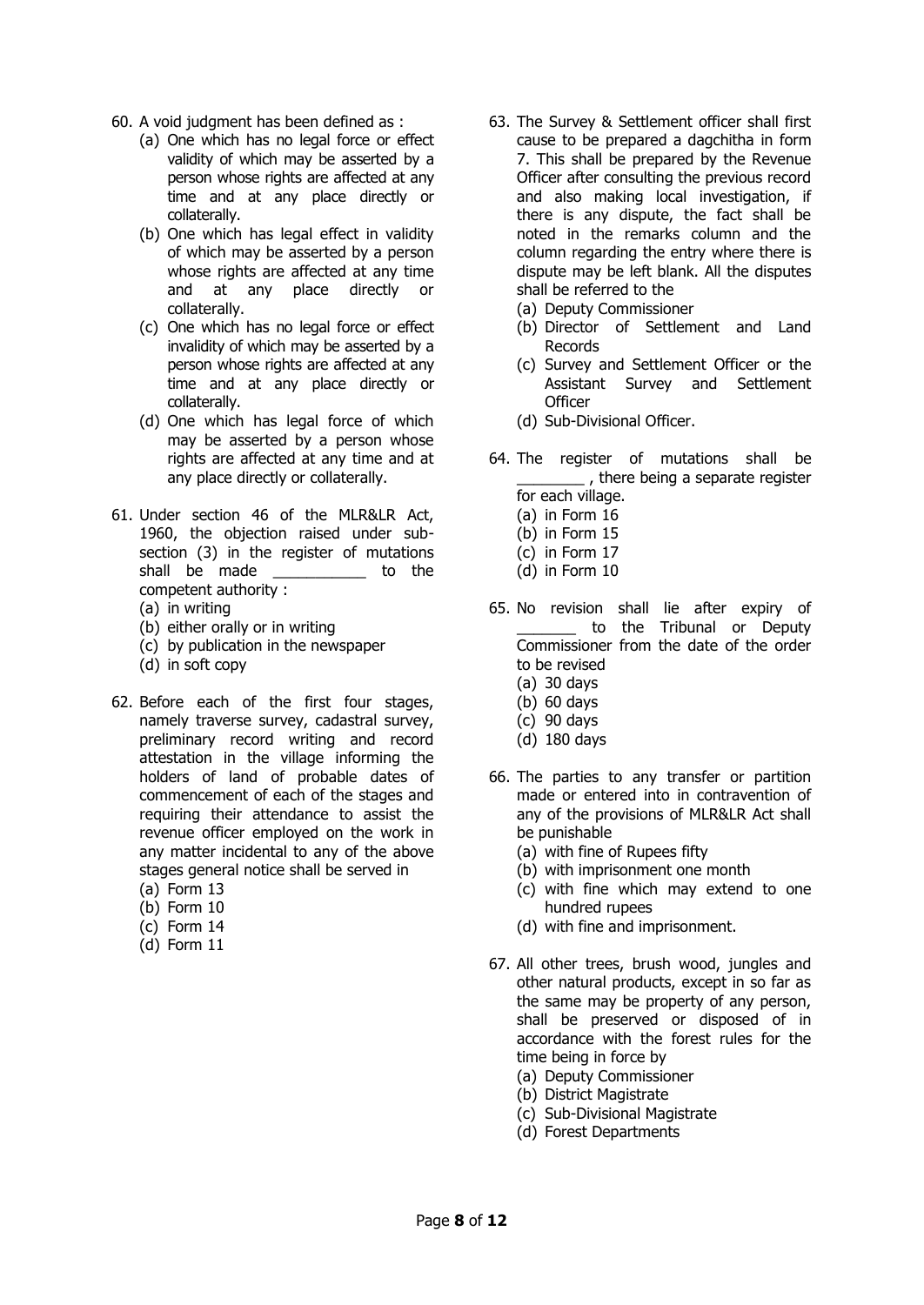60. A void judgment has been defined as :
    - (a) One which has no legal force or effect validity of which may be asserted by a person whose rights are affected at any time and at any place directly or collaterally.
    - (b) One which has legal effect in validity of which may be asserted by a person whose rights are affected at any time and at any place directly or collaterally.
    - (c) One which has no legal force or effect invalidity of which may be asserted by a person whose rights are affected at any time and at any place directly or collaterally.
    - (d) One which has legal force of which may be asserted by a person whose rights are affected at any time and at any place directly or collaterally.

61. Under section 46 of the MLR&LR Act, 1960, the objection raised under sub-section (3) in the register of mutations shall be made ___________ to the competent authority :
    - (a) in writing
    - (b) either orally or in writing
    - (c) by publication in the newspaper
    - (d) in soft copy

62. Before each of the first four stages, namely traverse survey, cadastral survey, preliminary record writing and record attestation in the village informing the holders of land of probable dates of commencement of each of the stages and requiring their attendance to assist the revenue officer employed on the work in any matter incidental to any of the above stages general notice shall be served in
    - (a) Form 13
    - (b) Form 10
    - (c) Form 14
    - (d) Form 11

63. The Survey & Settlement officer shall first cause to be prepared a dagchitha in form 7. This shall be prepared by the Revenue Officer after consulting the previous record and also making local investigation, if there is any dispute, the fact shall be noted in the remarks column and the column regarding the entry where there is dispute may be left blank. All the disputes shall be referred to the
    - (a) Deputy Commissioner
    - (b) Director of Settlement and Land Records
    - (c) Survey and Settlement Officer or the Assistant Survey and Settlement Officer
    - (d) Sub-Divisional Officer.

64. The register of mutations shall be ________ , there being a separate register for each village.
    - (a) in Form 16
    - (b) in Form 15
    - (c) in Form 17
    - (d) in Form 10

65. No revision shall lie after expiry of _______ to the Tribunal or Deputy Commissioner from the date of the order to be revised
    - (a) 30 days
    - (b) 60 days
    - (c) 90 days
    - (d) 180 days

66. The parties to any transfer or partition made or entered into in contravention of any of the provisions of MLR&LR Act shall be punishable
    - (a) with fine of Rupees fifty
    - (b) with imprisonment one month
    - (c) with fine which may extend to one hundred rupees
    - (d) with fine and imprisonment.

67. All other trees, brush wood, jungles and other natural products, except in so far as the same may be property of any person, shall be preserved or disposed of in accordance with the forest rules for the time being in force by
    - (a) Deputy Commissioner
    - (b) District Magistrate
    - (c) Sub-Divisional Magistrate
    - (d) Forest Departments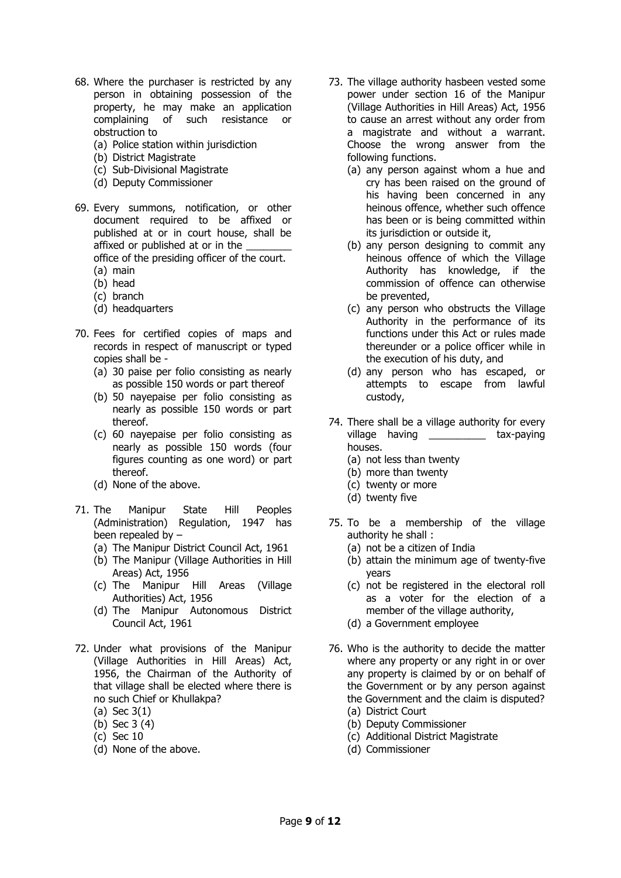68. Where the purchaser is restricted by any person in obtaining possession of the property, he may make an application complaining of such resistance or obstruction to
    - (a) Police station within jurisdiction
    - (b) District Magistrate
    - (c) Sub-Divisional Magistrate
    - (d) Deputy Commissioner

69. Every summons, notification, or other document required to be affixed or published at or in court house, shall be affixed or published at or in the ________ office of the presiding officer of the court.
    - (a) main
    - (b) head
    - (c) branch
    - (d) headquarters

70. Fees for certified copies of maps and records in respect of manuscript or typed copies shall be -
    - (a) 30 paise per folio consisting as nearly as possible 150 words or part thereof
    - (b) 50 nayepaise per folio consisting as nearly as possible 150 words or part thereof.
    - (c) 60 nayepaise per folio consisting as nearly as possible 150 words (four figures counting as one word) or part thereof.
    - (d) None of the above.

71. The Manipur State Hill Peoples (Administration) Regulation, 1947 has been repealed by –
    - (a) The Manipur District Council Act, 1961
    - (b) The Manipur (Village Authorities in Hill Areas) Act, 1956
    - (c) The Manipur Hill Areas (Village Authorities) Act, 1956
    - (d) The Manipur Autonomous District Council Act, 1961

72. Under what provisions of the Manipur (Village Authorities in Hill Areas) Act, 1956, the Chairman of the Authority of that village shall be elected where there is no such Chief or Khullakpa?
    - (a) Sec 3(1)
    - (b) Sec 3 (4)
    - (c) Sec 10
    - (d) None of the above.

73. The village authority hasbeen vested some power under section 16 of the Manipur (Village Authorities in Hill Areas) Act, 1956 to cause an arrest without any order from a magistrate and without a warrant. Choose the wrong answer from the following functions.
    - (a) any person against whom a hue and cry has been raised on the ground of his having been concerned in any heinous offence, whether such offence has been or is being committed within its jurisdiction or outside it,
    - (b) any person designing to commit any heinous offence of which the Village Authority has knowledge, if the commission of offence can otherwise be prevented,
    - (c) any person who obstructs the Village Authority in the performance of its functions under this Act or rules made thereunder or a police officer while in the execution of his duty, and
    - (d) any person who has escaped, or attempts to escape from lawful custody,

74. There shall be a village authority for every village having __________ tax-paying houses.
    - (a) not less than twenty
    - (b) more than twenty
    - (c) twenty or more
    - (d) twenty five

75. To be a membership of the village authority he shall :
    - (a) not be a citizen of India
    - (b) attain the minimum age of twenty-five years
    - (c) not be registered in the electoral roll as a voter for the election of a member of the village authority,
    - (d) a Government employee

76. Who is the authority to decide the matter where any property or any right in or over any property is claimed by or on behalf of the Government or by any person against the Government and the claim is disputed?
    - (a) District Court
    - (b) Deputy Commissioner
    - (c) Additional District Magistrate
    - (d) Commissioner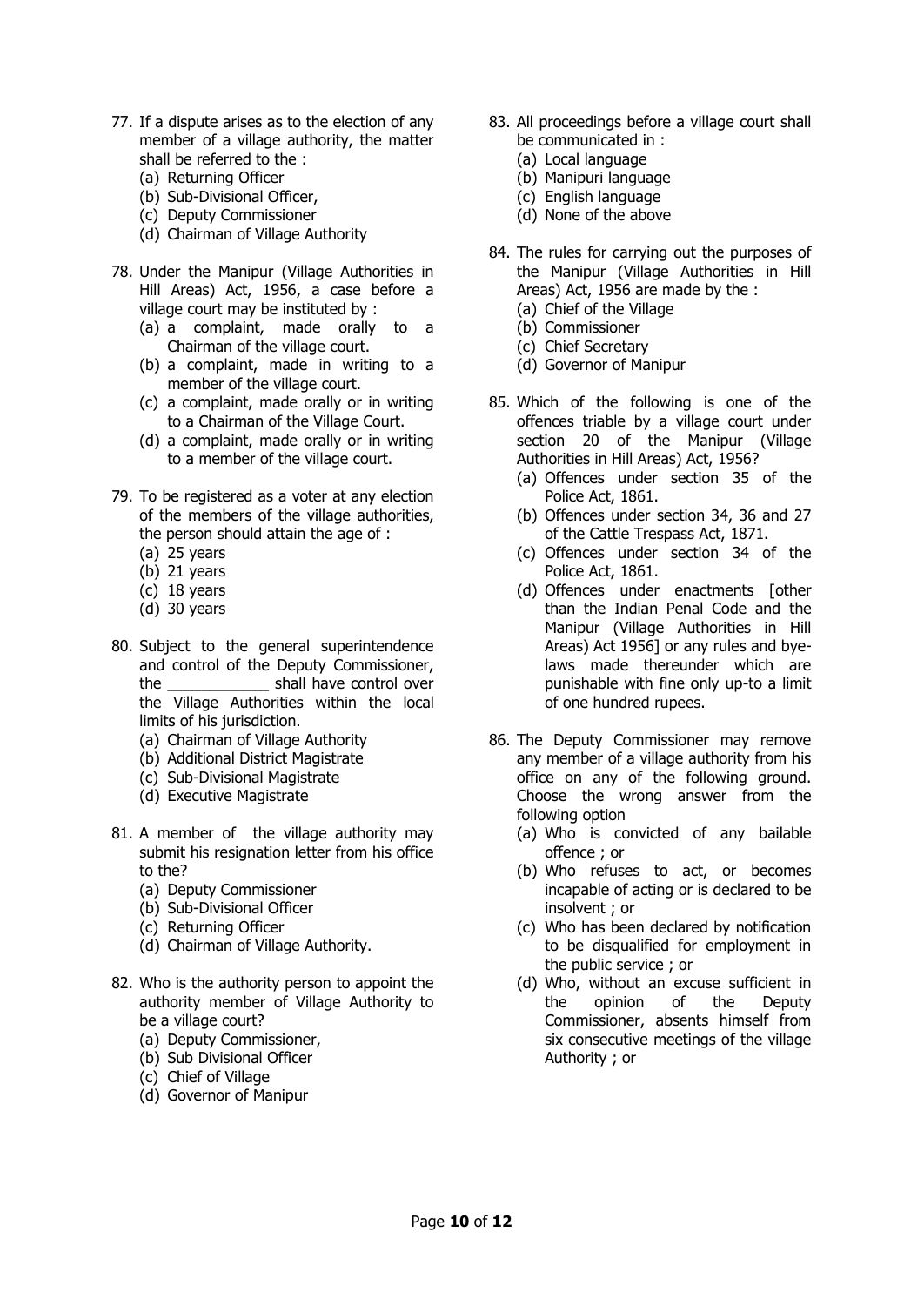77. If a dispute arises as to the election of any member of a village authority, the matter shall be referred to the :
    (a) Returning Officer
    (b) Sub-Divisional Officer,
    (c) Deputy Commissioner
    (d) Chairman of Village Authority

78. Under the Manipur (Village Authorities in Hill Areas) Act, 1956, a case before a village court may be instituted by :
    (a) a complaint, made orally to a Chairman of the village court.
    (b) a complaint, made in writing to a member of the village court.
    (c) a complaint, made orally or in writing to a Chairman of the Village Court.
    (d) a complaint, made orally or in writing to a member of the village court.

79. To be registered as a voter at any election of the members of the village authorities, the person should attain the age of :
    (a) 25 years
    (b) 21 years
    (c) 18 years
    (d) 30 years

80. Subject to the general superintendence and control of the Deputy Commissioner, the ____________ shall have control over the Village Authorities within the local limits of his jurisdiction.
    (a) Chairman of Village Authority
    (b) Additional District Magistrate
    (c) Sub-Divisional Magistrate
    (d) Executive Magistrate

81. A member of the village authority may submit his resignation letter from his office to the?
    (a) Deputy Commissioner
    (b) Sub-Divisional Officer
    (c) Returning Officer
    (d) Chairman of Village Authority.

82. Who is the authority person to appoint the authority member of Village Authority to be a village court?
    (a) Deputy Commissioner,
    (b) Sub Divisional Officer
    (c) Chief of Village
    (d) Governor of Manipur

83. All proceedings before a village court shall be communicated in :
    (a) Local language
    (b) Manipuri language
    (c) English language
    (d) None of the above

84. The rules for carrying out the purposes of the Manipur (Village Authorities in Hill Areas) Act, 1956 are made by the :
    (a) Chief of the Village
    (b) Commissioner
    (c) Chief Secretary
    (d) Governor of Manipur

85. Which of the following is one of the offences triable by a village court under section 20 of the Manipur (Village Authorities in Hill Areas) Act, 1956?
    (a) Offences under section 35 of the Police Act, 1861.
    (b) Offences under section 34, 36 and 27 of the Cattle Trespass Act, 1871.
    (c) Offences under section 34 of the Police Act, 1861.
    (d) Offences under enactments [other than the Indian Penal Code and the Manipur (Village Authorities in Hill Areas) Act 1956] or any rules and bye-laws made thereunder which are punishable with fine only up-to a limit of one hundred rupees.

86. The Deputy Commissioner may remove any member of a village authority from his office on any of the following ground. Choose the wrong answer from the following option
    (a) Who is convicted of any bailable offence ; or
    (b) Who refuses to act, or becomes incapable of acting or is declared to be insolvent ; or
    (c) Who has been declared by notification to be disqualified for employment in the public service ; or
    (d) Who, without an excuse sufficient in the opinion of the Deputy Commissioner, absents himself from six consecutive meetings of the village Authority ; or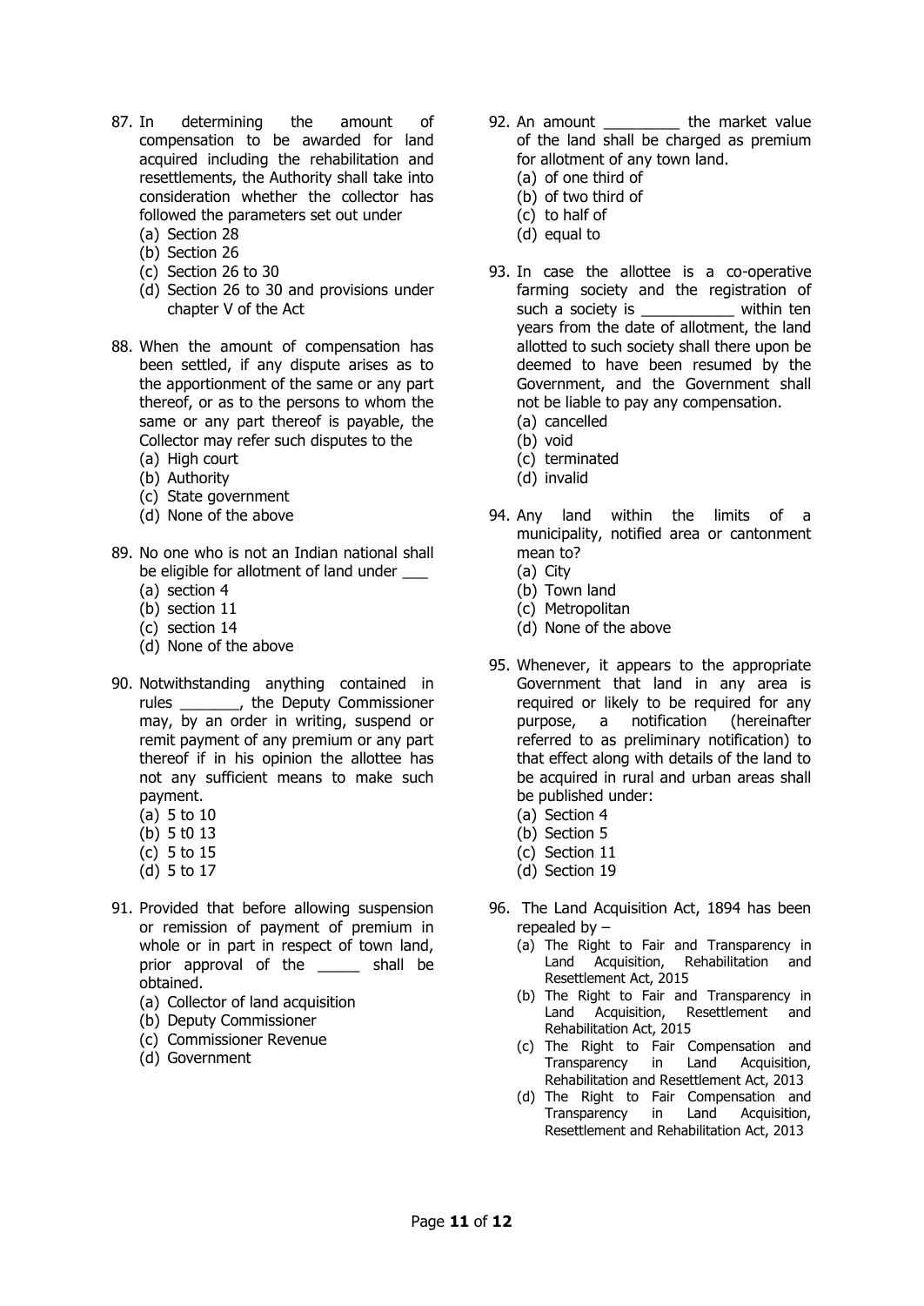87. In determining the amount of compensation to be awarded for land acquired including the rehabilitation and resettlements, the Authority shall take into consideration whether the collector has followed the parameters set out under
    (a) Section 28
    (b) Section 26
    (c) Section 26 to 30
    (d) Section 26 to 30 and provisions under chapter V of the Act

88. When the amount of compensation has been settled, if any dispute arises as to the apportionment of the same or any part thereof, or as to the persons to whom the same or any part thereof is payable, the Collector may refer such disputes to the
    (a) High court
    (b) Authority
    (c) State government
    (d) None of the above

89. No one who is not an Indian national shall be eligible for allotment of land under ___
    (a) section 4
    (b) section 11
    (c) section 14
    (d) None of the above

90. Notwithstanding anything contained in rules _______, the Deputy Commissioner may, by an order in writing, suspend or remit payment of any premium or any part thereof if in his opinion the allottee has not any sufficient means to make such payment.
    (a) 5 to 10
    (b) 5 t0 13
    (c) 5 to 15
    (d) 5 to 17

91. Provided that before allowing suspension or remission of payment of premium in whole or in part in respect of town land, prior approval of the _____ shall be obtained.
    (a) Collector of land acquisition
    (b) Deputy Commissioner
    (c) Commissioner Revenue
    (d) Government

92. An amount _________ the market value of the land shall be charged as premium for allotment of any town land.
    (a) of one third of
    (b) of two third of
    (c) to half of
    (d) equal to

93. In case the allottee is a co-operative farming society and the registration of such a society is ___________ within ten years from the date of allotment, the land allotted to such society shall there upon be deemed to have been resumed by the Government, and the Government shall not be liable to pay any compensation.
    (a) cancelled
    (b) void
    (c) terminated
    (d) invalid

94. Any land within the limits of a municipality, notified area or cantonment mean to?
    (a) City
    (b) Town land
    (c) Metropolitan
    (d) None of the above

95. Whenever, it appears to the appropriate Government that land in any area is required or likely to be required for any purpose, a notification (hereinafter referred to as preliminary notification) to that effect along with details of the land to be acquired in rural and urban areas shall be published under:
    (a) Section 4
    (b) Section 5
    (c) Section 11
    (d) Section 19

96. The Land Acquisition Act, 1894 has been repealed by –
    (a) The Right to Fair and Transparency in Land Acquisition, Rehabilitation and Resettlement Act, 2015
    (b) The Right to Fair and Transparency in Land Acquisition, Resettlement and Rehabilitation Act, 2015
    (c) The Right to Fair Compensation and Transparency in Land Acquisition, Rehabilitation and Resettlement Act, 2013
    (d) The Right to Fair Compensation and Transparency in Land Acquisition, Resettlement and Rehabilitation Act, 2013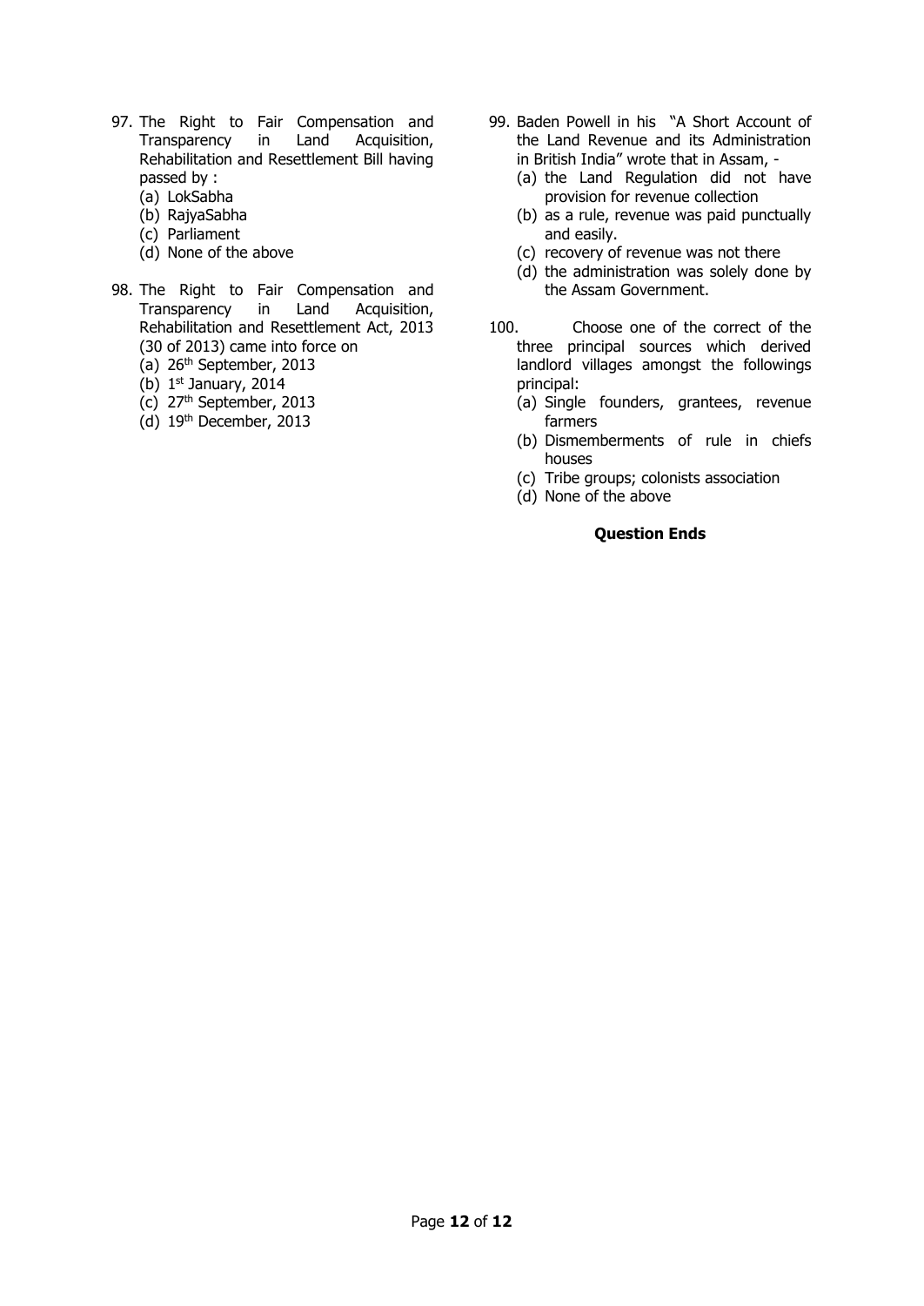97. The Right to Fair Compensation and Transparency in Land Acquisition, Rehabilitation and Resettlement Bill having passed by :
    - (a) LokSabha
    - (b) RajyaSabha
    - (c) Parliament
    - (d) None of the above

98. The Right to Fair Compensation and Transparency in Land Acquisition, Rehabilitation and Resettlement Act, 2013 (30 of 2013) came into force on
    - (a) 26th September, 2013
    - (b) 1st January, 2014
    - (c) 27th September, 2013
    - (d) 19th December, 2013

99. Baden Powell in his "A Short Account of the Land Revenue and its Administration in British India" wrote that in Assam, -
    - (a) the Land Regulation did not have provision for revenue collection
    - (b) as a rule, revenue was paid punctually and easily.
    - (c) recovery of revenue was not there
    - (d) the administration was solely done by the Assam Government.

100. Choose one of the correct of the three principal sources which derived landlord villages amongst the followings principal:
    - (a) Single founders, grantees, revenue farmers
    - (b) Dismemberments of rule in chiefs houses
    - (c) Tribe groups; colonists association
    - (d) None of the above

**Question Ends**